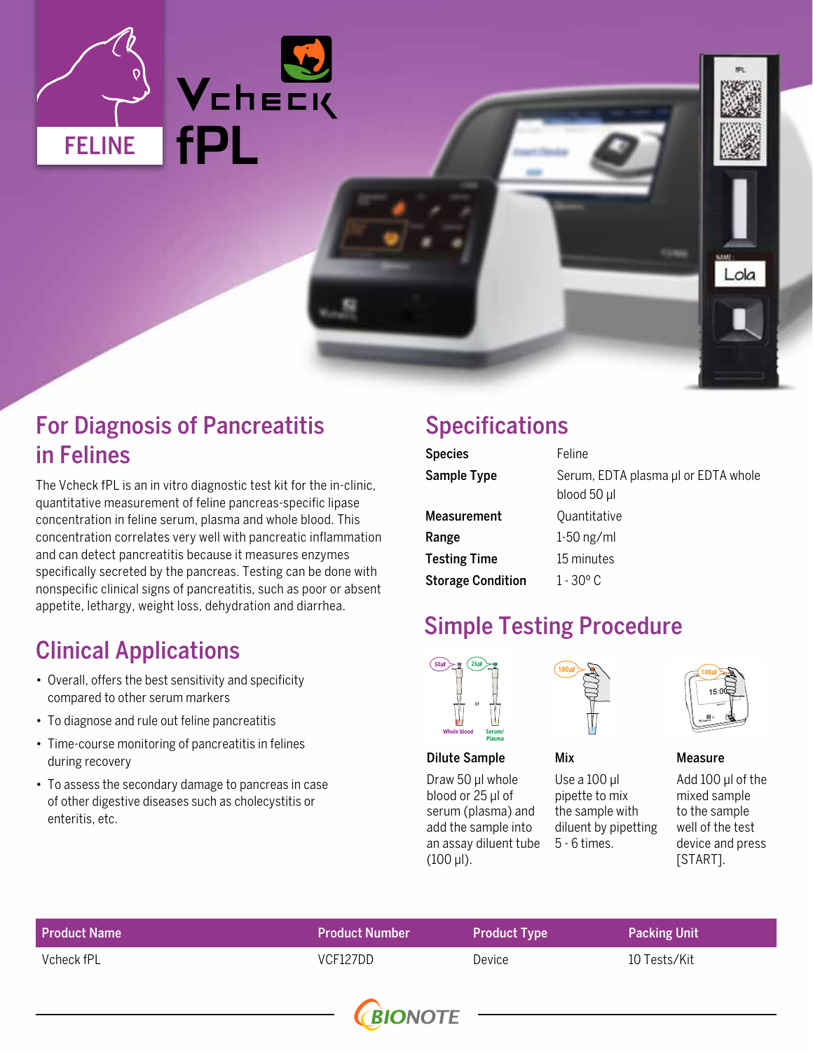FELINE

# Vcheck fPL

## For Diagnosis of Pancreatitis in Felines

The Vcheck fPL is an in vitro diagnostic test kit for the in-clinic, quantitative measurement of feline pancreas-specific lipase concentration in feline serum, plasma and whole blood. This concentration correlates very well with pancreatic inflammation and can detect pancreatitis because it measures enzymes specifically secreted by the pancreas. Testing can be done with nonspecific clinical signs of pancreatitis, such as poor or absent appetite, lethargy, weight loss, dehydration and diarrhea.

## Clinical Applications

- Overall, offers the best sensitivity and specificity compared to other serum markers
- To diagnose and rule out feline pancreatitis
- Time-course monitoring of pancreatitis in felines during recovery
- To assess the secondary damage to pancreas in case of other digestive diseases such as cholecystitis or enteritis, etc.

## Specifications

| | |
|---|---|
| **Species** | Feline |
| **Sample Type** | Serum, EDTA plasma µl or EDTA whole blood 50 µl |
| **Measurement** | Quantitative |
| **Range** | 1-50 ng/ml |
| **Testing Time** | 15 minutes |
| **Storage Condition** | 1 - 30º C |

## Simple Testing Procedure

**Dilute Sample**

Draw 50 µl whole blood or 25 µl of serum (plasma) and add the sample into an assay diluent tube (100 µl).

**Mix**

Use a 100 µl pipette to mix the sample with diluent by pipetting 5 - 6 times.

**Measure**

Add 100 µl of the mixed sample to the sample well of the test device and press [START].

| Product Name | Product Number | Product Type | Packing Unit |
|---|---|---|---|
| Vcheck fPL | VCF127DD | Device | 10 Tests/Kit |

BIONOTE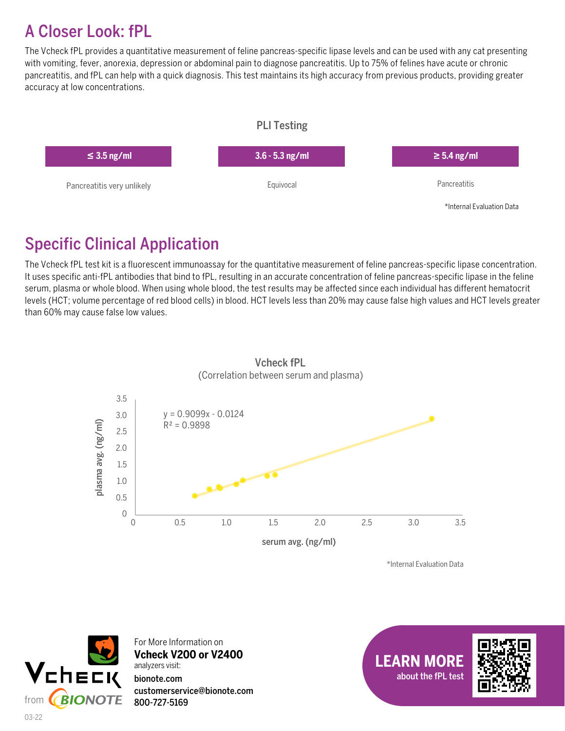## A Closer Look: fPL

The Vcheck fPL provides a quantitative measurement of feline pancreas-specific lipase levels and can be used with any cat presenting with vomiting, fever, anorexia, depression or abdominal pain to diagnose pancreatitis. Up to 75% of felines have acute or chronic pancreatitis, and fPL can help with a quick diagnosis. This test maintains its high accuracy from previous products, providing greater accuracy at low concentrations.

### PLI Testing

| ≤ 3.5 ng/ml | 3.6 - 5.3 ng/ml | ≥ 5.4 ng/ml |
|---|---|---|
| Pancreatitis very unlikely | Equivocal | Pancreatitis |

*Internal Evaluation Data

## Specific Clinical Application

The Vcheck fPL test kit is a fluorescent immunoassay for the quantitative measurement of feline pancreas-specific lipase concentration. It uses specific anti-fPL antibodies that bind to fPL, resulting in an accurate concentration of feline pancreas-specific lipase in the feline serum, plasma or whole blood. When using whole blood, the test results may be affected since each individual has different hematocrit levels (HCT; volume percentage of red blood cells) in blood. HCT levels less than 20% may cause false high values and HCT levels greater than 60% may cause false low values.

Vcheck fPL
(Correlation between serum and plasma)

$y = 0.9099x - 0.0124$
$R^2 = 0.9898$

plasma avg. (ng/ml)
3.5
3.0
2.5
2.0
1.5
1.0
0.5
0

0
0.5
1.0
1.5
2.0
2.5
3.0
3.5
serum avg. (ng/ml)

*Internal Evaluation Data

Vcheck from BIONOTE

For More Information on
**Vcheck V200 or V2400**
analyzers visit:
**bionote.com**
**customerservice@bionote.com**
**800-727-5169**

**LEARN MORE**
about the fPL test

03-22